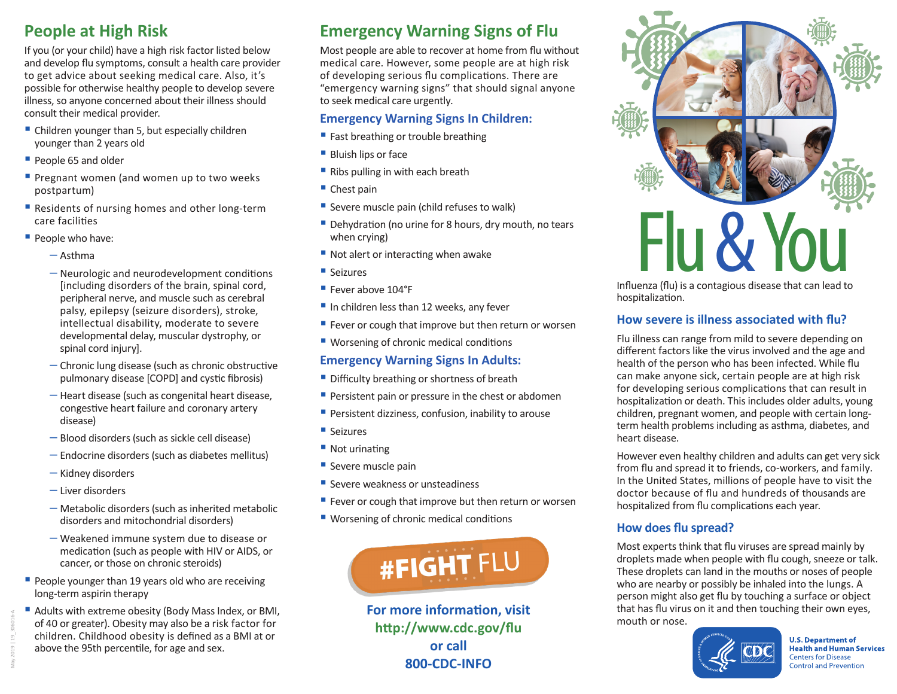## People at High Risk

If you (or your child) have a high risk factor listed below and develop flu symptoms, consult a health care provider to get advice about seeking medical care. Also, it's possible for otherwise healthy people to develop severe illness, so anyone concerned about their illness should consult their medical provider.

- Children younger than 5, but especially children younger than 2 years old
- People 65 and older
- Pregnant women (and women up to two weeks postpartum)
- Residents of nursing homes and other long-term care facilities
- People who have:
  - Asthma
  - Neurologic and neurodevelopment conditions [including disorders of the brain, spinal cord, peripheral nerve, and muscle such as cerebral palsy, epilepsy (seizure disorders), stroke, intellectual disability, moderate to severe developmental delay, muscular dystrophy, or spinal cord injury].
  - Chronic lung disease (such as chronic obstructive pulmonary disease [COPD] and cystic fibrosis)
  - Heart disease (such as congenital heart disease, congestive heart failure and coronary artery disease)
  - Blood disorders (such as sickle cell disease)
  - Endocrine disorders (such as diabetes mellitus)
  - Kidney disorders
  - Liver disorders
  - Metabolic disorders (such as inherited metabolic disorders and mitochondrial disorders)
  - Weakened immune system due to disease or medication (such as people with HIV or AIDS, or cancer, or those on chronic steroids)
- People younger than 19 years old who are receiving long-term aspirin therapy
- Adults with extreme obesity (Body Mass Index, or BMI, of 40 or greater). Obesity may also be a risk factor for children. Childhood obesity is defined as a BMI at or above the 95th percentile, for age and sex.

## Emergency Warning Signs of Flu

Most people are able to recover at home from flu without medical care. However, some people are at high risk of developing serious flu complications. There are "emergency warning signs" that should signal anyone to seek medical care urgently.

### Emergency Warning Signs In Children:

- Fast breathing or trouble breathing
- Bluish lips or face
- Ribs pulling in with each breath
- Chest pain
- Severe muscle pain (child refuses to walk)
- Dehydration (no urine for 8 hours, dry mouth, no tears when crying)
- Not alert or interacting when awake
- Seizures
- Fever above 104°F
- In children less than 12 weeks, any fever
- Fever or cough that improve but then return or worsen
- Worsening of chronic medical conditions

### Emergency Warning Signs In Adults:

- Difficulty breathing or shortness of breath
- Persistent pain or pressure in the chest or abdomen
- Persistent dizziness, confusion, inability to arouse
- Seizures
- Not urinating
- Severe muscle pain
- Severe weakness or unsteadiness
- Fever or cough that improve but then return or worsen
- Worsening of chronic medical conditions

#FIGHT FLU

**For more information, visit http://www.cdc.gov/flu or call 800-CDC-INFO**

# Flu & You

Influenza (flu) is a contagious disease that can lead to hospitalization.

### How severe is illness associated with flu?

Flu illness can range from mild to severe depending on different factors like the virus involved and the age and health of the person who has been infected. While flu can make anyone sick, certain people are at high risk for developing serious complications that can result in hospitalization or death. This includes older adults, young children, pregnant women, and people with certain long-term health problems including as asthma, diabetes, and heart disease.

However even healthy children and adults can get very sick from flu and spread it to friends, co-workers, and family. In the United States, millions of people have to visit the doctor because of flu and hundreds of thousands are hospitalized from flu complications each year.

### How does flu spread?

Most experts think that flu viruses are spread mainly by droplets made when people with flu cough, sneeze or talk. These droplets can land in the mouths or noses of people who are nearby or possibly be inhaled into the lungs. A person might also get flu by touching a surface or object that has flu virus on it and then touching their own eyes, mouth or nose.

U.S. Department of Health and Human Services
Centers for Disease Control and Prevention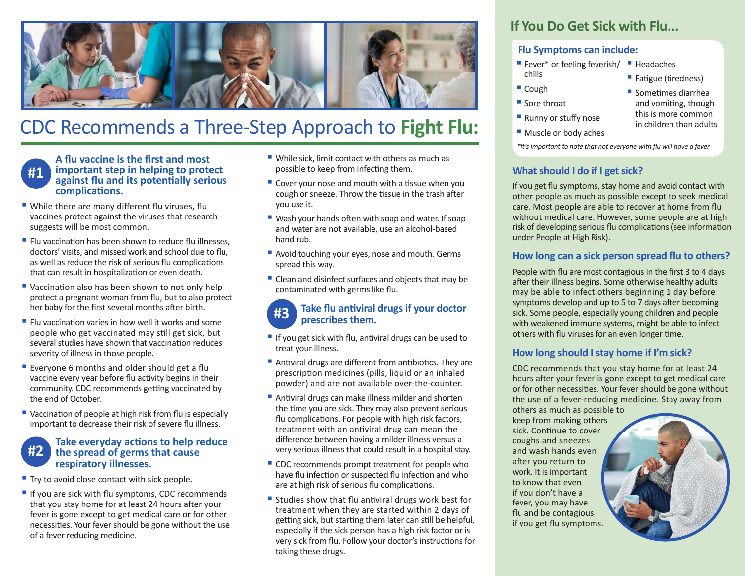# CDC Recommends a Three-Step Approach to **Fight Flu:**

## #1 A flu vaccine is the first and most important step in helping to protect against flu and its potentially serious complications.

- While there are many different flu viruses, flu vaccines protect against the viruses that research suggests will be most common.
- Flu vaccination has been shown to reduce flu illnesses, doctors' visits, and missed work and school due to flu, as well as reduce the risk of serious flu complications that can result in hospitalization or even death.
- Vaccination also has been shown to not only help protect a pregnant woman from flu, but to also protect her baby for the first several months after birth.
- Flu vaccination varies in how well it works and some people who get vaccinated may still get sick, but several studies have shown that vaccination reduces severity of illness in those people.
- Everyone 6 months and older should get a flu vaccine every year before flu activity begins in their community. CDC recommends getting vaccinated by the end of October.
- Vaccination of people at high risk from flu is especially important to decrease their risk of severe flu illness.

## #2 Take everyday actions to help reduce the spread of germs that cause respiratory illnesses.

- Try to avoid close contact with sick people.
- If you are sick with flu symptoms, CDC recommends that you stay home for at least 24 hours after your fever is gone except to get medical care or for other necessities. Your fever should be gone without the use of a fever reducing medicine.
- While sick, limit contact with others as much as possible to keep from infecting them.
- Cover your nose and mouth with a tissue when you cough or sneeze. Throw the tissue in the trash after you use it.
- Wash your hands often with soap and water. If soap and water are not available, use an alcohol-based hand rub.
- Avoid touching your eyes, nose and mouth. Germs spread this way.
- Clean and disinfect surfaces and objects that may be contaminated with germs like flu.

## #3 Take flu antiviral drugs if your doctor prescribes them.

- If you get sick with flu, antiviral drugs can be used to treat your illness.
- Antiviral drugs are different from antibiotics. They are prescription medicines (pills, liquid or an inhaled powder) and are not available over-the-counter.
- Antiviral drugs can make illness milder and shorten the time you are sick. They may also prevent serious flu complications. For people with high risk factors, treatment with an antiviral drug can mean the difference between having a milder illness versus a very serious illness that could result in a hospital stay.
- CDC recommends prompt treatment for people who have flu infection or suspected flu infection and who are at high risk of serious flu complications.
- Studies show that flu antiviral drugs work best for treatment when they are started within 2 days of getting sick, but starting them later can still be helpful, especially if the sick person has a high risk factor or is very sick from flu. Follow your doctor's instructions for taking these drugs.

# If You Do Get Sick with Flu...

### Flu Symptoms can include:

- Fever* or feeling feverish/chills
- Cough
- Sore throat
- Runny or stuffy nose
- Muscle or body aches
- Headaches
- Fatigue (tiredness)
- Sometimes diarrhea and vomiting, though this is more common in children than adults

*\*It's important to note that not everyone with flu will have a fever*

### What should I do if I get sick?

If you get flu symptoms, stay home and avoid contact with other people as much as possible except to seek medical care. Most people are able to recover at home from flu without medical care. However, some people are at high risk of developing serious flu complications (see information under People at High Risk).

### How long can a sick person spread flu to others?

People with flu are most contagious in the first 3 to 4 days after their illness begins. Some otherwise healthy adults may be able to infect others beginning 1 day before symptoms develop and up to 5 to 7 days after becoming sick. Some people, especially young children and people with weakened immune systems, might be able to infect others with flu viruses for an even longer time.

### How long should I stay home if I'm sick?

CDC recommends that you stay home for at least 24 hours after your fever is gone except to get medical care or for other necessities. Your fever should be gone without the use of a fever-reducing medicine. Stay away from others as much as possible to keep from making others sick. Continue to cover coughs and sneezes and wash hands even after you return to work. It is important to know that even if you don't have a fever, you may have flu and be contagious if you get flu symptoms.